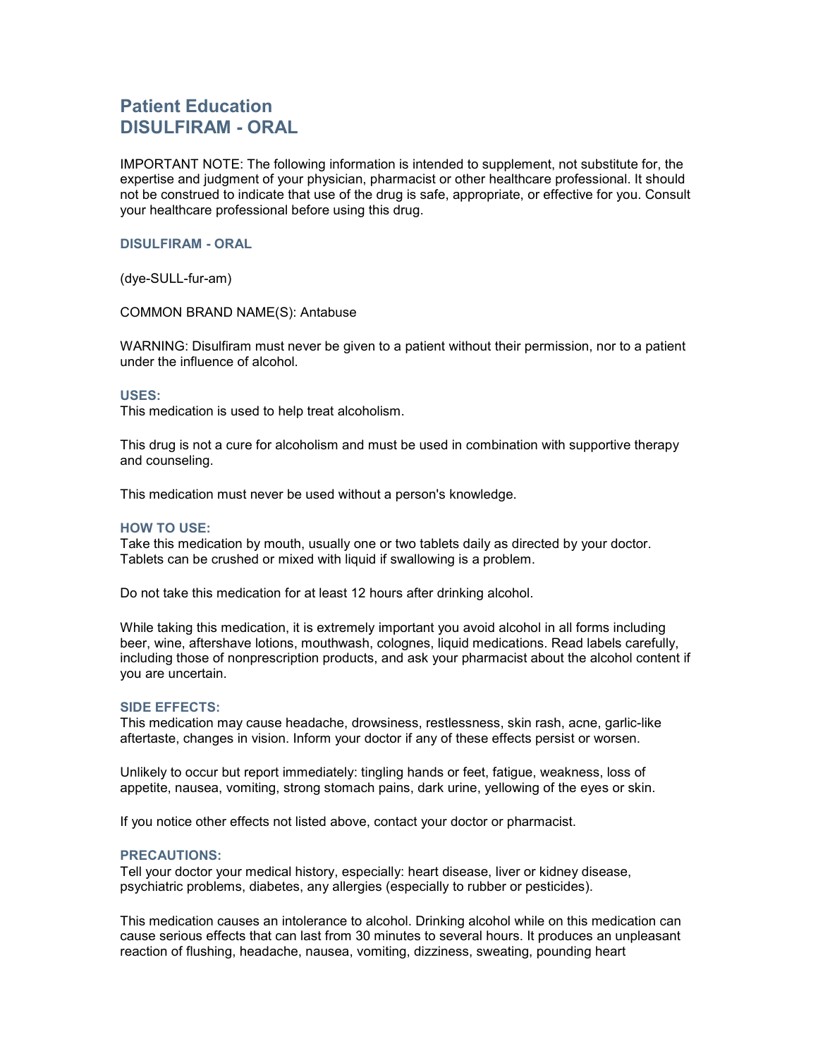# Patient Education
# DISULFIRAM - ORAL

IMPORTANT NOTE: The following information is intended to supplement, not substitute for, the expertise and judgment of your physician, pharmacist or other healthcare professional. It should not be construed to indicate that use of the drug is safe, appropriate, or effective for you. Consult your healthcare professional before using this drug.

### DISULFIRAM - ORAL

(dye-SULL-fur-am)

COMMON BRAND NAME(S): Antabuse

WARNING: Disulfiram must never be given to a patient without their permission, nor to a patient under the influence of alcohol.

### USES:

This medication is used to help treat alcoholism.

This drug is not a cure for alcoholism and must be used in combination with supportive therapy and counseling.

This medication must never be used without a person's knowledge.

### HOW TO USE:

Take this medication by mouth, usually one or two tablets daily as directed by your doctor. Tablets can be crushed or mixed with liquid if swallowing is a problem.

Do not take this medication for at least 12 hours after drinking alcohol.

While taking this medication, it is extremely important you avoid alcohol in all forms including beer, wine, aftershave lotions, mouthwash, colognes, liquid medications. Read labels carefully, including those of nonprescription products, and ask your pharmacist about the alcohol content if you are uncertain.

### SIDE EFFECTS:

This medication may cause headache, drowsiness, restlessness, skin rash, acne, garlic-like aftertaste, changes in vision. Inform your doctor if any of these effects persist or worsen.

Unlikely to occur but report immediately: tingling hands or feet, fatigue, weakness, loss of appetite, nausea, vomiting, strong stomach pains, dark urine, yellowing of the eyes or skin.

If you notice other effects not listed above, contact your doctor or pharmacist.

### PRECAUTIONS:

Tell your doctor your medical history, especially: heart disease, liver or kidney disease, psychiatric problems, diabetes, any allergies (especially to rubber or pesticides).

This medication causes an intolerance to alcohol. Drinking alcohol while on this medication can cause serious effects that can last from 30 minutes to several hours. It produces an unpleasant reaction of flushing, headache, nausea, vomiting, dizziness, sweating, pounding heart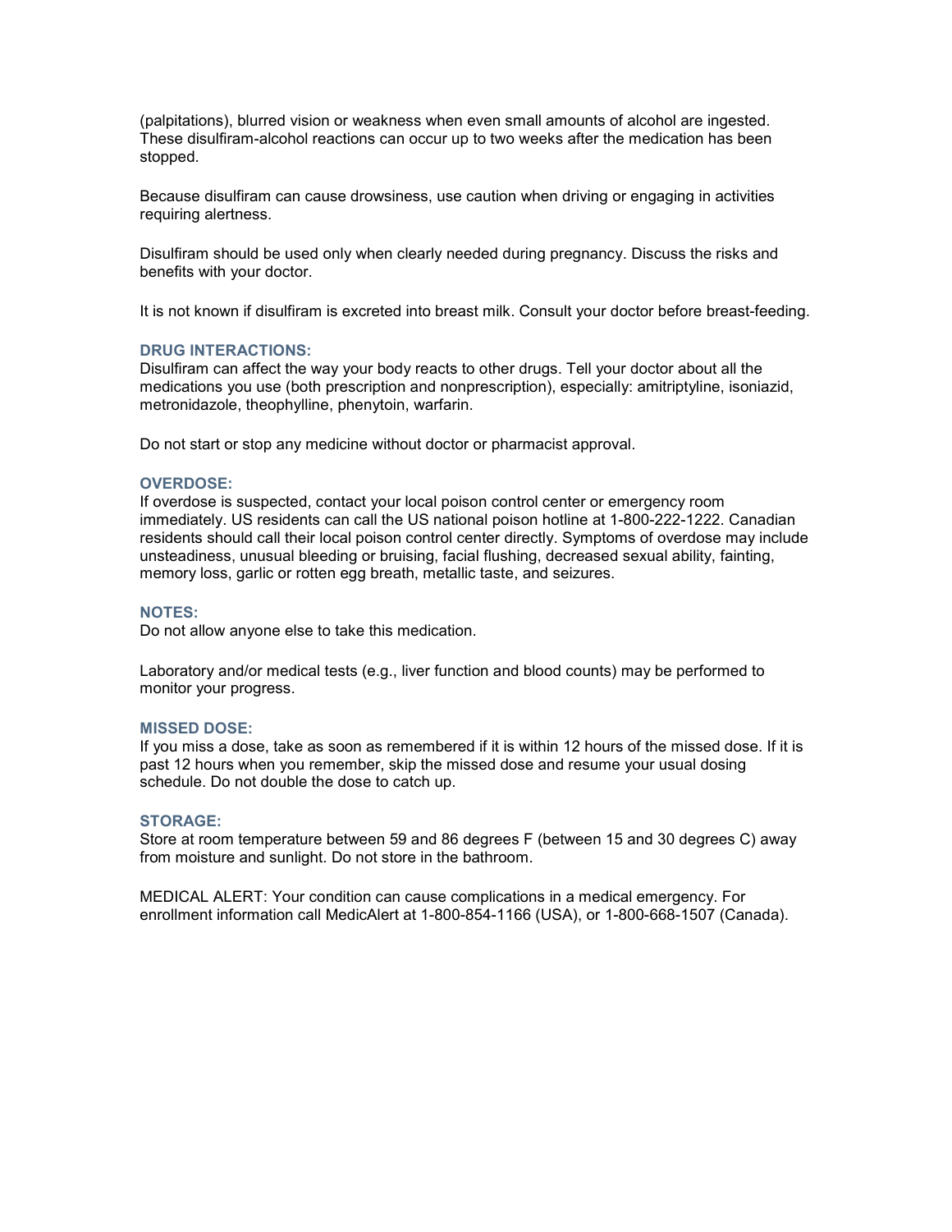(palpitations), blurred vision or weakness when even small amounts of alcohol are ingested. These disulfiram-alcohol reactions can occur up to two weeks after the medication has been stopped.

Because disulfiram can cause drowsiness, use caution when driving or engaging in activities requiring alertness.

Disulfiram should be used only when clearly needed during pregnancy. Discuss the risks and benefits with your doctor.

It is not known if disulfiram is excreted into breast milk. Consult your doctor before breast-feeding.

### DRUG INTERACTIONS:

Disulfiram can affect the way your body reacts to other drugs. Tell your doctor about all the medications you use (both prescription and nonprescription), especially: amitriptyline, isoniazid, metronidazole, theophylline, phenytoin, warfarin.

Do not start or stop any medicine without doctor or pharmacist approval.

### OVERDOSE:

If overdose is suspected, contact your local poison control center or emergency room immediately. US residents can call the US national poison hotline at 1-800-222-1222. Canadian residents should call their local poison control center directly. Symptoms of overdose may include unsteadiness, unusual bleeding or bruising, facial flushing, decreased sexual ability, fainting, memory loss, garlic or rotten egg breath, metallic taste, and seizures.

### NOTES:

Do not allow anyone else to take this medication.

Laboratory and/or medical tests (e.g., liver function and blood counts) may be performed to monitor your progress.

### MISSED DOSE:

If you miss a dose, take as soon as remembered if it is within 12 hours of the missed dose. If it is past 12 hours when you remember, skip the missed dose and resume your usual dosing schedule. Do not double the dose to catch up.

### STORAGE:

Store at room temperature between 59 and 86 degrees F (between 15 and 30 degrees C) away from moisture and sunlight. Do not store in the bathroom.

MEDICAL ALERT: Your condition can cause complications in a medical emergency. For enrollment information call MedicAlert at 1-800-854-1166 (USA), or 1-800-668-1507 (Canada).